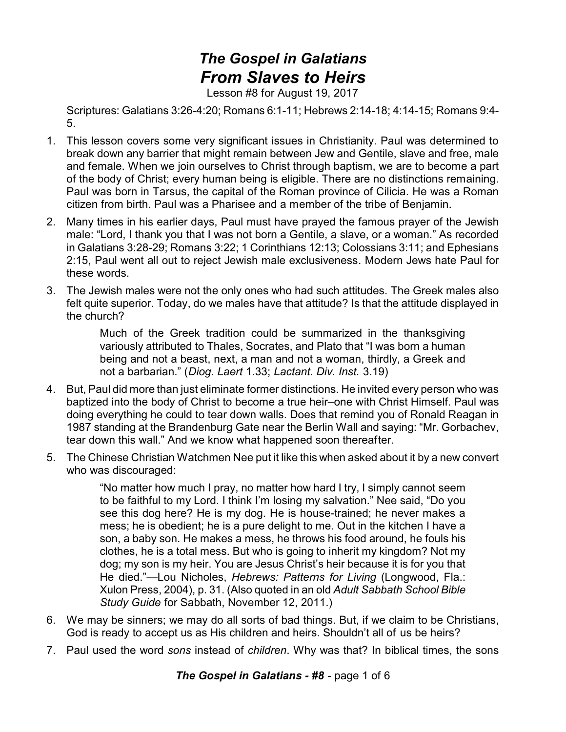# *The Gospel in Galatians*
# *From Slaves to Heirs*

Lesson #8 for August 19, 2017

Scriptures: Galatians 3:26-4:20; Romans 6:1-11; Hebrews 2:14-18; 4:14-15; Romans 9:4-5.

1. This lesson covers some very significant issues in Christianity. Paul was determined to break down any barrier that might remain between Jew and Gentile, slave and free, male and female. When we join ourselves to Christ through baptism, we are to become a part of the body of Christ; every human being is eligible. There are no distinctions remaining. Paul was born in Tarsus, the capital of the Roman province of Cilicia. He was a Roman citizen from birth. Paul was a Pharisee and a member of the tribe of Benjamin.
2. Many times in his earlier days, Paul must have prayed the famous prayer of the Jewish male: "Lord, I thank you that I was not born a Gentile, a slave, or a woman." As recorded in Galatians 3:28-29; Romans 3:22; 1 Corinthians 12:13; Colossians 3:11; and Ephesians 2:15, Paul went all out to reject Jewish male exclusiveness. Modern Jews hate Paul for these words.
3. The Jewish males were not the only ones who had such attitudes. The Greek males also felt quite superior. Today, do we males have that attitude? Is that the attitude displayed in the church?

   > Much of the Greek tradition could be summarized in the thanksgiving variously attributed to Thales, Socrates, and Plato that "I was born a human being and not a beast, next, a man and not a woman, thirdly, a Greek and not a barbarian." (*Diog. Laert* 1.33; *Lactant. Div. Inst.* 3.19)

4. But, Paul did more than just eliminate former distinctions. He invited every person who was baptized into the body of Christ to become a true heir–one with Christ Himself. Paul was doing everything he could to tear down walls. Does that remind you of Ronald Reagan in 1987 standing at the Brandenburg Gate near the Berlin Wall and saying: "Mr. Gorbachev, tear down this wall." And we know what happened soon thereafter.
5. The Chinese Christian Watchmen Nee put it like this when asked about it by a new convert who was discouraged:

   > "No matter how much I pray, no matter how hard I try, I simply cannot seem to be faithful to my Lord. I think I'm losing my salvation." Nee said, "Do you see this dog here? He is my dog. He is house-trained; he never makes a mess; he is obedient; he is a pure delight to me. Out in the kitchen I have a son, a baby son. He makes a mess, he throws his food around, he fouls his clothes, he is a total mess. But who is going to inherit my kingdom? Not my dog; my son is my heir. You are Jesus Christ's heir because it is for you that He died."—Lou Nicholes, *Hebrews: Patterns for Living* (Longwood, Fla.: Xulon Press, 2004), p. 31. (Also quoted in an old *Adult Sabbath School Bible Study Guide* for Sabbath, November 12, 2011.)

6. We may be sinners; we may do all sorts of bad things. But, if we claim to be Christians, God is ready to accept us as His children and heirs. Shouldn't all of us be heirs?
7. Paul used the word *sons* instead of *children*. Why was that? In biblical times, the sons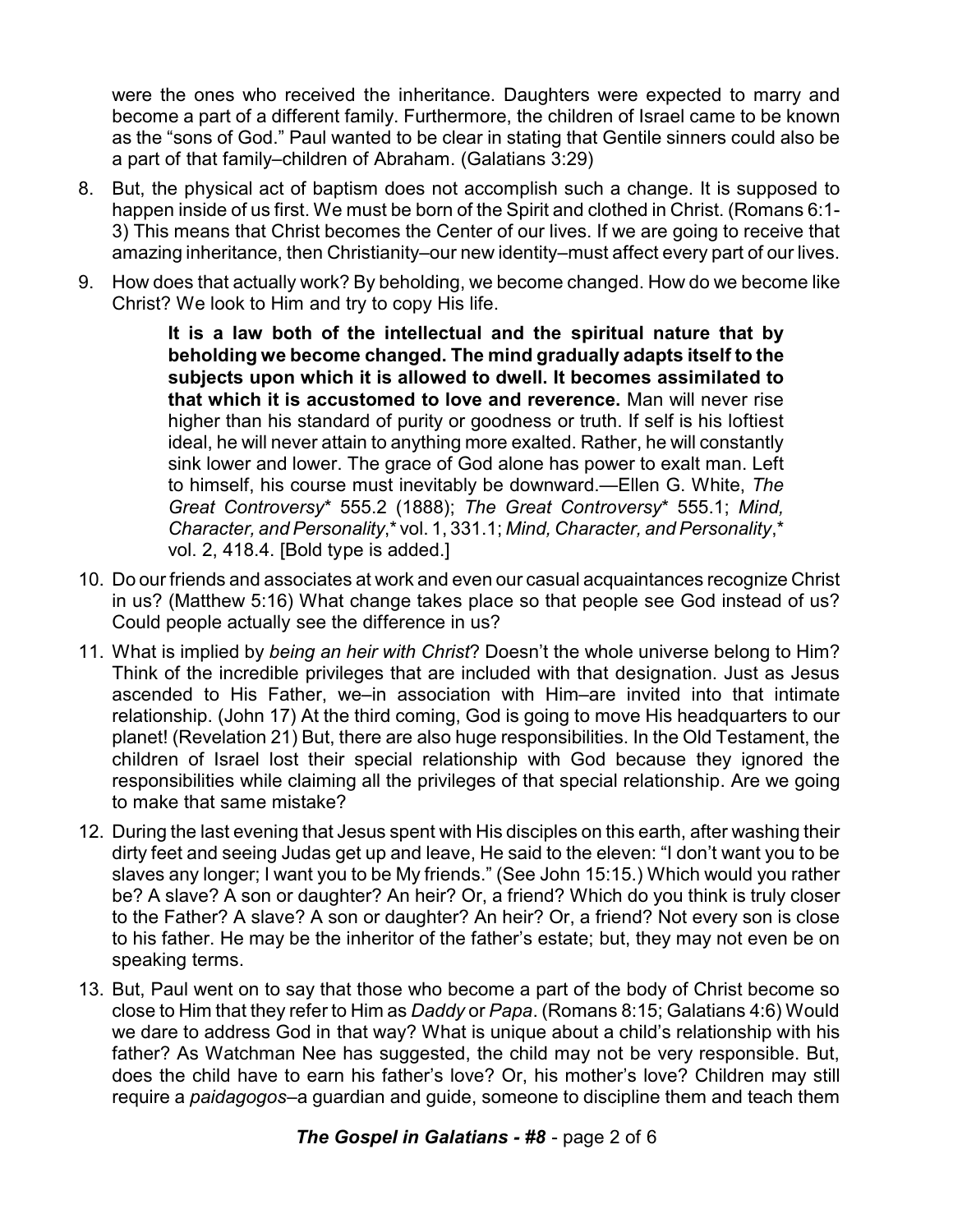were the ones who received the inheritance. Daughters were expected to marry and become a part of a different family. Furthermore, the children of Israel came to be known as the "sons of God." Paul wanted to be clear in stating that Gentile sinners could also be a part of that family–children of Abraham. (Galatians 3:29)

8. But, the physical act of baptism does not accomplish such a change. It is supposed to happen inside of us first. We must be born of the Spirit and clothed in Christ. (Romans 6:1-3) This means that Christ becomes the Center of our lives. If we are going to receive that amazing inheritance, then Christianity–our new identity–must affect every part of our lives.

9. How does that actually work? By beholding, we become changed. How do we become like Christ? We look to Him and try to copy His life.

   > **It is a law both of the intellectual and the spiritual nature that by beholding we become changed. The mind gradually adapts itself to the subjects upon which it is allowed to dwell. It becomes assimilated to that which it is accustomed to love and reverence.** Man will never rise higher than his standard of purity or goodness or truth. If self is his loftiest ideal, he will never attain to anything more exalted. Rather, he will constantly sink lower and lower. The grace of God alone has power to exalt man. Left to himself, his course must inevitably be downward.—Ellen G. White, *The Great Controversy*\* 555.2 (1888); *The Great Controversy*\* 555.1; *Mind, Character, and Personality*,\* vol. 1, 331.1; *Mind, Character, and Personality*,\* vol. 2, 418.4. [Bold type is added.]

10. Do our friends and associates at work and even our casual acquaintances recognize Christ in us? (Matthew 5:16) What change takes place so that people see God instead of us? Could people actually see the difference in us?

11. What is implied by *being an heir with Christ*? Doesn't the whole universe belong to Him? Think of the incredible privileges that are included with that designation. Just as Jesus ascended to His Father, we–in association with Him–are invited into that intimate relationship. (John 17) At the third coming, God is going to move His headquarters to our planet! (Revelation 21) But, there are also huge responsibilities. In the Old Testament, the children of Israel lost their special relationship with God because they ignored the responsibilities while claiming all the privileges of that special relationship. Are we going to make that same mistake?

12. During the last evening that Jesus spent with His disciples on this earth, after washing their dirty feet and seeing Judas get up and leave, He said to the eleven: "I don't want you to be slaves any longer; I want you to be My friends." (See John 15:15.) Which would you rather be? A slave? A son or daughter? An heir? Or, a friend? Which do you think is truly closer to the Father? A slave? A son or daughter? An heir? Or, a friend? Not every son is close to his father. He may be the inheritor of the father's estate; but, they may not even be on speaking terms.

13. But, Paul went on to say that those who become a part of the body of Christ become so close to Him that they refer to Him as *Daddy* or *Papa*. (Romans 8:15; Galatians 4:6) Would we dare to address God in that way? What is unique about a child's relationship with his father? As Watchman Nee has suggested, the child may not be very responsible. But, does the child have to earn his father's love? Or, his mother's love? Children may still require a *paidagogos*–a guardian and guide, someone to discipline them and teach them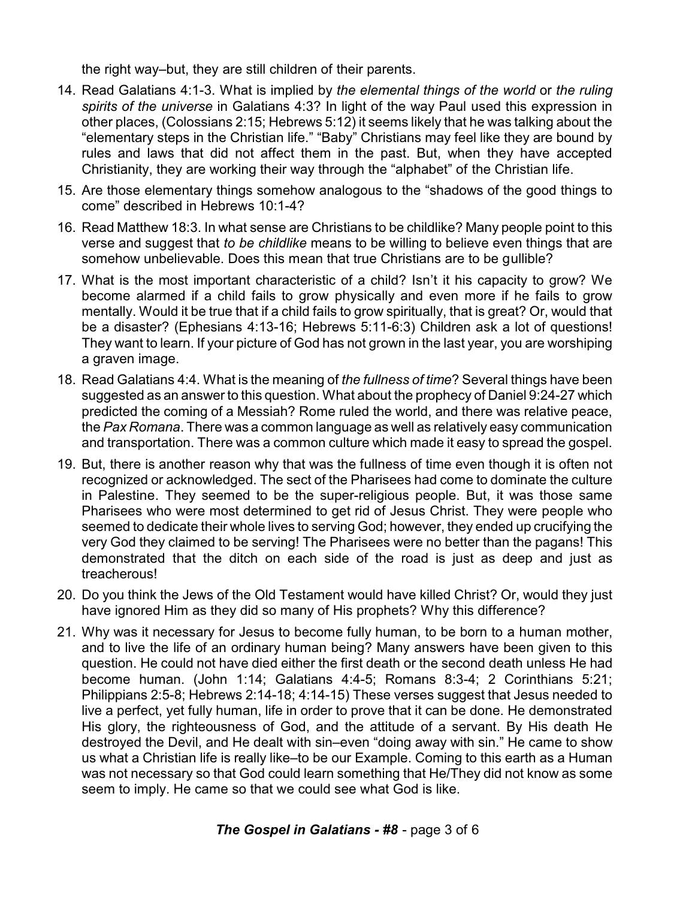the right way–but, they are still children of their parents.

14. Read Galatians 4:1-3. What is implied by *the elemental things of the world* or *the ruling spirits of the universe* in Galatians 4:3? In light of the way Paul used this expression in other places, (Colossians 2:15; Hebrews 5:12) it seems likely that he was talking about the "elementary steps in the Christian life." "Baby" Christians may feel like they are bound by rules and laws that did not affect them in the past. But, when they have accepted Christianity, they are working their way through the "alphabet" of the Christian life.

15. Are those elementary things somehow analogous to the "shadows of the good things to come" described in Hebrews 10:1-4?

16. Read Matthew 18:3. In what sense are Christians to be childlike? Many people point to this verse and suggest that *to be childlike* means to be willing to believe even things that are somehow unbelievable. Does this mean that true Christians are to be gullible?

17. What is the most important characteristic of a child? Isn't it his capacity to grow? We become alarmed if a child fails to grow physically and even more if he fails to grow mentally. Would it be true that if a child fails to grow spiritually, that is great? Or, would that be a disaster? (Ephesians 4:13-16; Hebrews 5:11-6:3) Children ask a lot of questions! They want to learn. If your picture of God has not grown in the last year, you are worshiping a graven image.

18. Read Galatians 4:4. What is the meaning of *the fullness of time*? Several things have been suggested as an answer to this question. What about the prophecy of Daniel 9:24-27 which predicted the coming of a Messiah? Rome ruled the world, and there was relative peace, the *Pax Romana*. There was a common language as well as relatively easy communication and transportation. There was a common culture which made it easy to spread the gospel.

19. But, there is another reason why that was the fullness of time even though it is often not recognized or acknowledged. The sect of the Pharisees had come to dominate the culture in Palestine. They seemed to be the super-religious people. But, it was those same Pharisees who were most determined to get rid of Jesus Christ. They were people who seemed to dedicate their whole lives to serving God; however, they ended up crucifying the very God they claimed to be serving! The Pharisees were no better than the pagans! This demonstrated that the ditch on each side of the road is just as deep and just as treacherous!

20. Do you think the Jews of the Old Testament would have killed Christ? Or, would they just have ignored Him as they did so many of His prophets? Why this difference?

21. Why was it necessary for Jesus to become fully human, to be born to a human mother, and to live the life of an ordinary human being? Many answers have been given to this question. He could not have died either the first death or the second death unless He had become human. (John 1:14; Galatians 4:4-5; Romans 8:3-4; 2 Corinthians 5:21; Philippians 2:5-8; Hebrews 2:14-18; 4:14-15) These verses suggest that Jesus needed to live a perfect, yet fully human, life in order to prove that it can be done. He demonstrated His glory, the righteousness of God, and the attitude of a servant. By His death He destroyed the Devil, and He dealt with sin–even "doing away with sin." He came to show us what a Christian life is really like–to be our Example. Coming to this earth as a Human was not necessary so that God could learn something that He/They did not know as some seem to imply. He came so that we could see what God is like.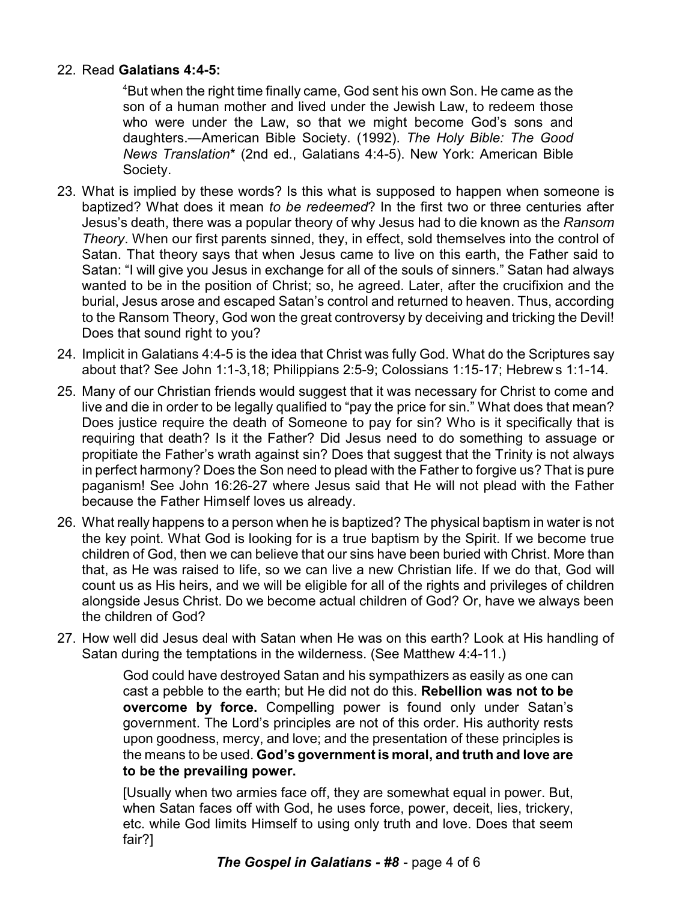22. Read **Galatians 4:4-5:**

> [4]But when the right time finally came, God sent his own Son. He came as the son of a human mother and lived under the Jewish Law, to redeem those who were under the Law, so that we might become God's sons and daughters.—American Bible Society. (1992). *The Holy Bible: The Good News Translation*\* (2nd ed., Galatians 4:4-5). New York: American Bible Society.

23. What is implied by these words? Is this what is supposed to happen when someone is baptized? What does it mean *to be redeemed*? In the first two or three centuries after Jesus's death, there was a popular theory of why Jesus had to die known as the *Ransom Theory*. When our first parents sinned, they, in effect, sold themselves into the control of Satan. That theory says that when Jesus came to live on this earth, the Father said to Satan: "I will give you Jesus in exchange for all of the souls of sinners." Satan had always wanted to be in the position of Christ; so, he agreed. Later, after the crucifixion and the burial, Jesus arose and escaped Satan's control and returned to heaven. Thus, according to the Ransom Theory, God won the great controversy by deceiving and tricking the Devil! Does that sound right to you?

24. Implicit in Galatians 4:4-5 is the idea that Christ was fully God. What do the Scriptures say about that? See John 1:1-3,18; Philippians 2:5-9; Colossians 1:15-17; Hebrews 1:1-14.

25. Many of our Christian friends would suggest that it was necessary for Christ to come and live and die in order to be legally qualified to "pay the price for sin." What does that mean? Does justice require the death of Someone to pay for sin? Who is it specifically that is requiring that death? Is it the Father? Did Jesus need to do something to assuage or propitiate the Father's wrath against sin? Does that suggest that the Trinity is not always in perfect harmony? Does the Son need to plead with the Father to forgive us? That is pure paganism! See John 16:26-27 where Jesus said that He will not plead with the Father because the Father Himself loves us already.

26. What really happens to a person when he is baptized? The physical baptism in water is not the key point. What God is looking for is a true baptism by the Spirit. If we become true children of God, then we can believe that our sins have been buried with Christ. More than that, as He was raised to life, so we can live a new Christian life. If we do that, God will count us as His heirs, and we will be eligible for all of the rights and privileges of children alongside Jesus Christ. Do we become actual children of God? Or, have we always been the children of God?

27. How well did Jesus deal with Satan when He was on this earth? Look at His handling of Satan during the temptations in the wilderness. (See Matthew 4:4-11.)

> God could have destroyed Satan and his sympathizers as easily as one can cast a pebble to the earth; but He did not do this. **Rebellion was not to be overcome by force.** Compelling power is found only under Satan's government. The Lord's principles are not of this order. His authority rests upon goodness, mercy, and love; and the presentation of these principles is the means to be used. **God's government is moral, and truth and love are to be the prevailing power.**
>
> [Usually when two armies face off, they are somewhat equal in power. But, when Satan faces off with God, he uses force, power, deceit, lies, trickery, etc. while God limits Himself to using only truth and love. Does that seem fair?]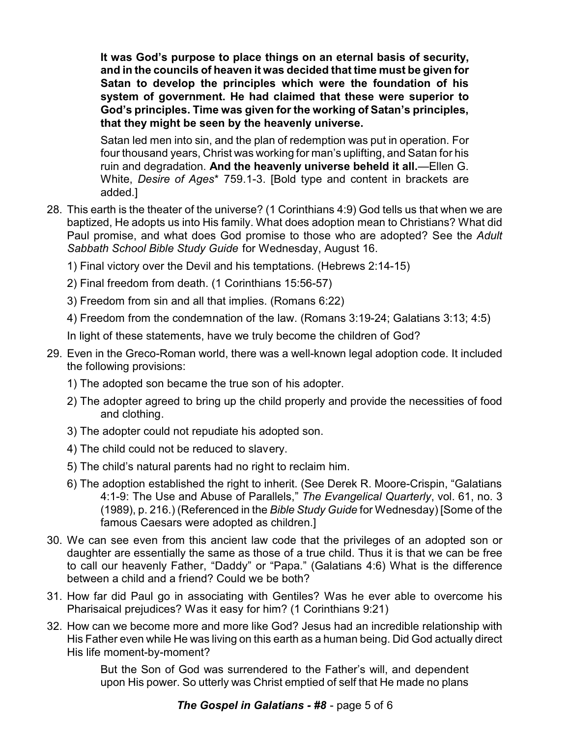> **It was God's purpose to place things on an eternal basis of security, and in the councils of heaven it was decided that time must be given for Satan to develop the principles which were the foundation of his system of government. He had claimed that these were superior to God's principles. Time was given for the working of Satan's principles, that they might be seen by the heavenly universe.**
>
> Satan led men into sin, and the plan of redemption was put in operation. For four thousand years, Christ was working for man's uplifting, and Satan for his ruin and degradation. **And the heavenly universe beheld it all.**—Ellen G. White, *Desire of Ages** 759.1-3. [Bold type and content in brackets are added.]

28. This earth is the theater of the universe? (1 Corinthians 4:9) God tells us that when we are baptized, He adopts us into His family. What does adoption mean to Christians? What did Paul promise, and what does God promise to those who are adopted? See the *Adult Sabbath School Bible Study Guide* for Wednesday, August 16.

    1) Final victory over the Devil and his temptations. (Hebrews 2:14-15)

    2) Final freedom from death. (1 Corinthians 15:56-57)

    3) Freedom from sin and all that implies. (Romans 6:22)

    4) Freedom from the condemnation of the law. (Romans 3:19-24; Galatians 3:13; 4:5)

    In light of these statements, have we truly become the children of God?

29. Even in the Greco-Roman world, there was a well-known legal adoption code. It included the following provisions:

    1) The adopted son became the true son of his adopter.

    2) The adopter agreed to bring up the child properly and provide the necessities of food and clothing.

    3) The adopter could not repudiate his adopted son.

    4) The child could not be reduced to slavery.

    5) The child's natural parents had no right to reclaim him.

    6) The adoption established the right to inherit. (See Derek R. Moore-Crispin, "Galatians 4:1-9: The Use and Abuse of Parallels," *The Evangelical Quarterly*, vol. 61, no. 3 (1989), p. 216.) (Referenced in the *Bible Study Guide* for Wednesday) [Some of the famous Caesars were adopted as children.]

30. We can see even from this ancient law code that the privileges of an adopted son or daughter are essentially the same as those of a true child. Thus it is that we can be free to call our heavenly Father, "Daddy" or "Papa." (Galatians 4:6) What is the difference between a child and a friend? Could we be both?

31. How far did Paul go in associating with Gentiles? Was he ever able to overcome his Pharisaical prejudices? Was it easy for him? (1 Corinthians 9:21)

32. How can we become more and more like God? Jesus had an incredible relationship with His Father even while He was living on this earth as a human being. Did God actually direct His life moment-by-moment?

    > But the Son of God was surrendered to the Father's will, and dependent upon His power. So utterly was Christ emptied of self that He made no plans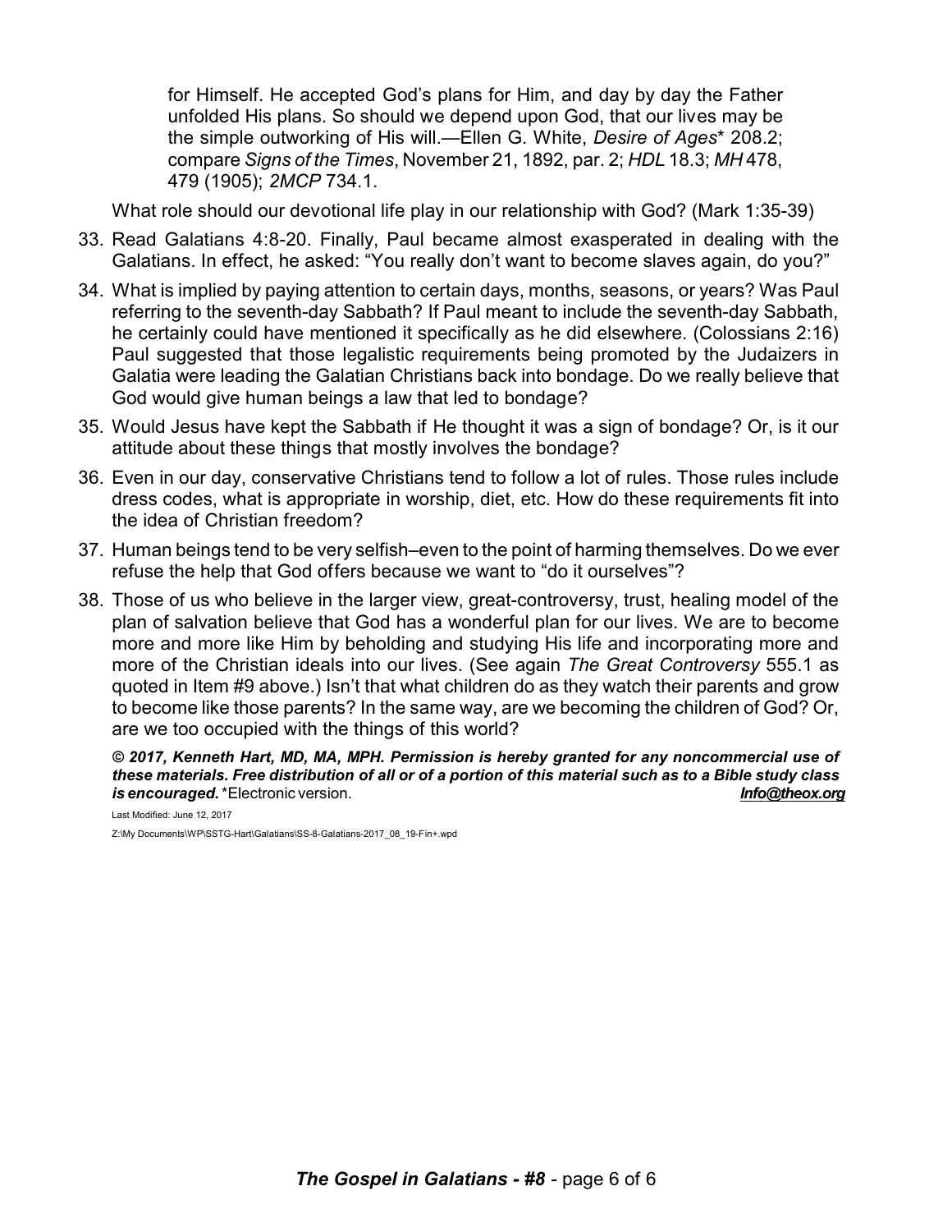> for Himself. He accepted God's plans for Him, and day by day the Father unfolded His plans. So should we depend upon God, that our lives may be the simple outworking of His will.—Ellen G. White, *Desire of Ages*\* 208.2; compare *Signs of the Times*, November 21, 1892, par. 2; *HDL* 18.3; *MH* 478, 479 (1905); *2MCP* 734.1.

What role should our devotional life play in our relationship with God? (Mark 1:35-39)

33. Read Galatians 4:8-20. Finally, Paul became almost exasperated in dealing with the Galatians. In effect, he asked: "You really don't want to become slaves again, do you?"
34. What is implied by paying attention to certain days, months, seasons, or years? Was Paul referring to the seventh-day Sabbath? If Paul meant to include the seventh-day Sabbath, he certainly could have mentioned it specifically as he did elsewhere. (Colossians 2:16) Paul suggested that those legalistic requirements being promoted by the Judaizers in Galatia were leading the Galatian Christians back into bondage. Do we really believe that God would give human beings a law that led to bondage?
35. Would Jesus have kept the Sabbath if He thought it was a sign of bondage? Or, is it our attitude about these things that mostly involves the bondage?
36. Even in our day, conservative Christians tend to follow a lot of rules. Those rules include dress codes, what is appropriate in worship, diet, etc. How do these requirements fit into the idea of Christian freedom?
37. Human beings tend to be very selfish–even to the point of harming themselves. Do we ever refuse the help that God offers because we want to "do it ourselves"?
38. Those of us who believe in the larger view, great-controversy, trust, healing model of the plan of salvation believe that God has a wonderful plan for our lives. We are to become more and more like Him by beholding and studying His life and incorporating more and more of the Christian ideals into our lives. (See again *The Great Controversy* 555.1 as quoted in Item #9 above.) Isn't that what children do as they watch their parents and grow to become like those parents? In the same way, are we becoming the children of God? Or, are we too occupied with the things of this world?

***© 2017, Kenneth Hart, MD, MA, MPH. Permission is hereby granted for any noncommercial use of these materials. Free distribution of all or of a portion of this material such as to a Bible study class is encouraged.*** \*Electronic version. ***Info@theox.org***

Last Modified: June 12, 2017

Z:\My Documents\WP\SSTG-Hart\Galatians\SS-8-Galatians-2017_08_19-Fin+.wpd